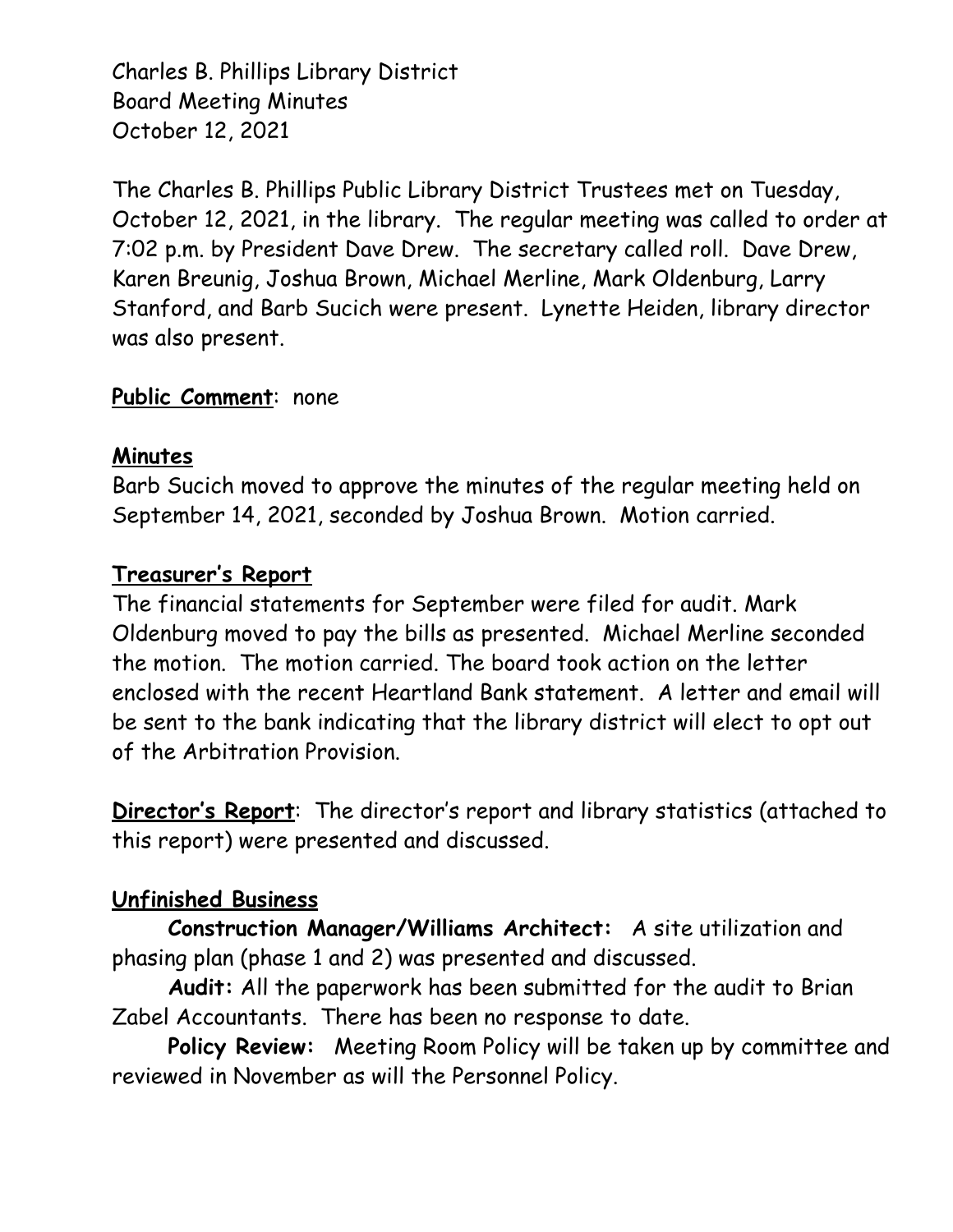Charles B. Phillips Library District
Board Meeting Minutes
October 12, 2021

The Charles B. Phillips Public Library District Trustees met on Tuesday, October 12, 2021, in the library. The regular meeting was called to order at 7:02 p.m. by President Dave Drew. The secretary called roll. Dave Drew, Karen Breunig, Joshua Brown, Michael Merline, Mark Oldenburg, Larry Stanford, and Barb Sucich were present. Lynette Heiden, library director was also present.

**Public Comment**: none

## Minutes

Barb Sucich moved to approve the minutes of the regular meeting held on September 14, 2021, seconded by Joshua Brown. Motion carried.

## Treasurer's Report

The financial statements for September were filed for audit. Mark Oldenburg moved to pay the bills as presented. Michael Merline seconded the motion. The motion carried. The board took action on the letter enclosed with the recent Heartland Bank statement. A letter and email will be sent to the bank indicating that the library district will elect to opt out of the Arbitration Provision.

**Director's Report**: The director's report and library statistics (attached to this report) were presented and discussed.

## Unfinished Business

**Construction Manager/Williams Architect:** A site utilization and phasing plan (phase 1 and 2) was presented and discussed.

**Audit:** All the paperwork has been submitted for the audit to Brian Zabel Accountants. There has been no response to date.

**Policy Review:** Meeting Room Policy will be taken up by committee and reviewed in November as will the Personnel Policy.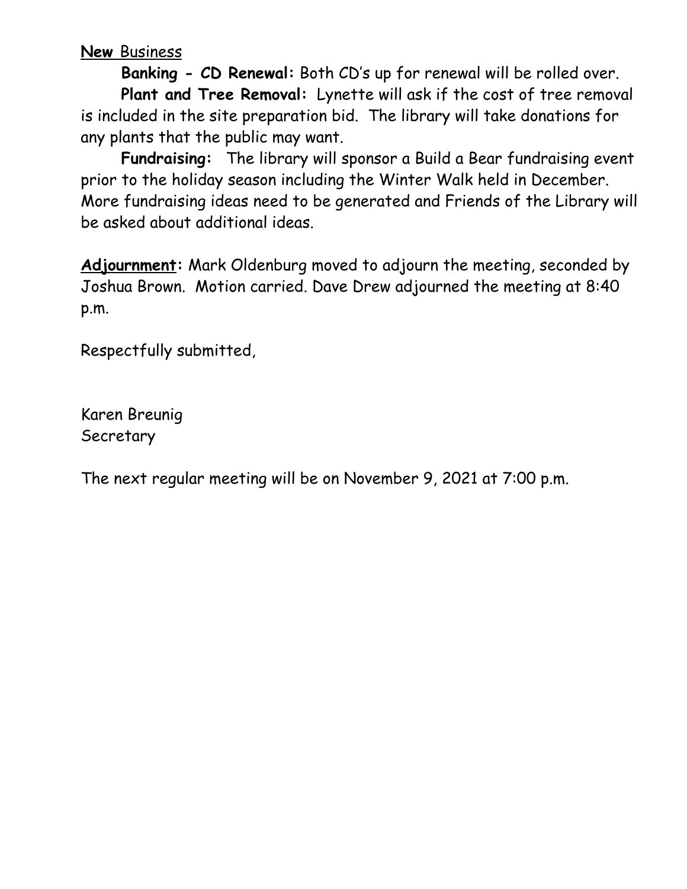**New** Business

**Banking - CD Renewal:** Both CD's up for renewal will be rolled over.

**Plant and Tree Removal:** Lynette will ask if the cost of tree removal is included in the site preparation bid. The library will take donations for any plants that the public may want.

**Fundraising:** The library will sponsor a Build a Bear fundraising event prior to the holiday season including the Winter Walk held in December. More fundraising ideas need to be generated and Friends of the Library will be asked about additional ideas.

**Adjournment:** Mark Oldenburg moved to adjourn the meeting, seconded by Joshua Brown. Motion carried. Dave Drew adjourned the meeting at 8:40 p.m.

Respectfully submitted,

Karen Breunig
Secretary

The next regular meeting will be on November 9, 2021 at 7:00 p.m.